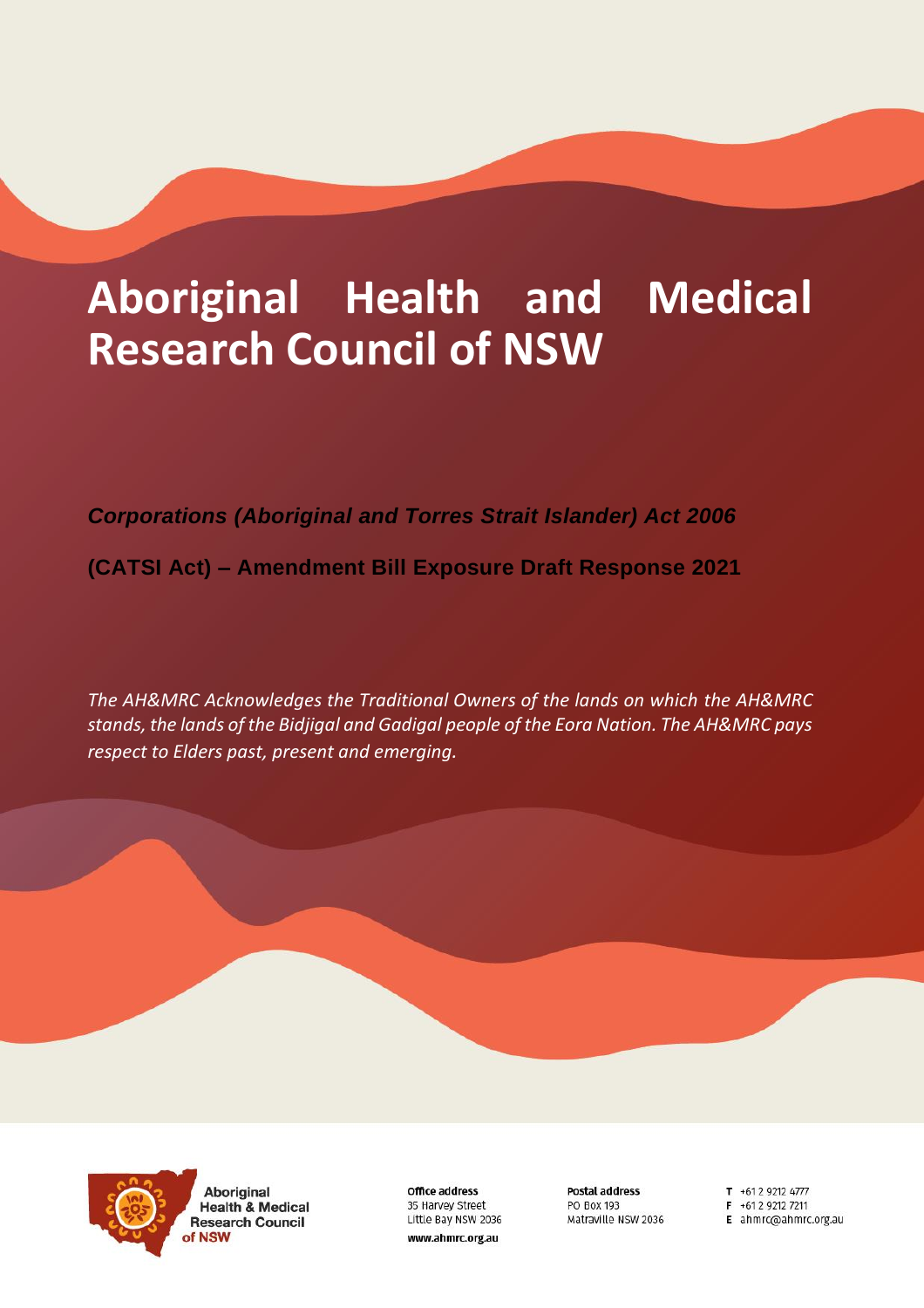# Aboriginal Health and Medical Research Council of NSW

***Corporations (Aboriginal and Torres Strait Islander) Act 2006***

**(CATSI Act) – Amendment Bill Exposure Draft Response 2021**

*The AH&MRC Acknowledges the Traditional Owners of the lands on which the AH&MRC stands, the lands of the Bidjigal and Gadigal people of the Eora Nation. The AH&MRC pays respect to Elders past, present and emerging.*

Aboriginal Health & Medical Research Council of NSW

**Office address**
35 Harvey Street
Little Bay NSW 2036
www.ahmrc.org.au

**Postal address**
PO Box 193
Matraville NSW 2036

**T** +61 2 9212 4777
**F** +61 2 9212 7211
**E** ahmrc@ahmrc.org.au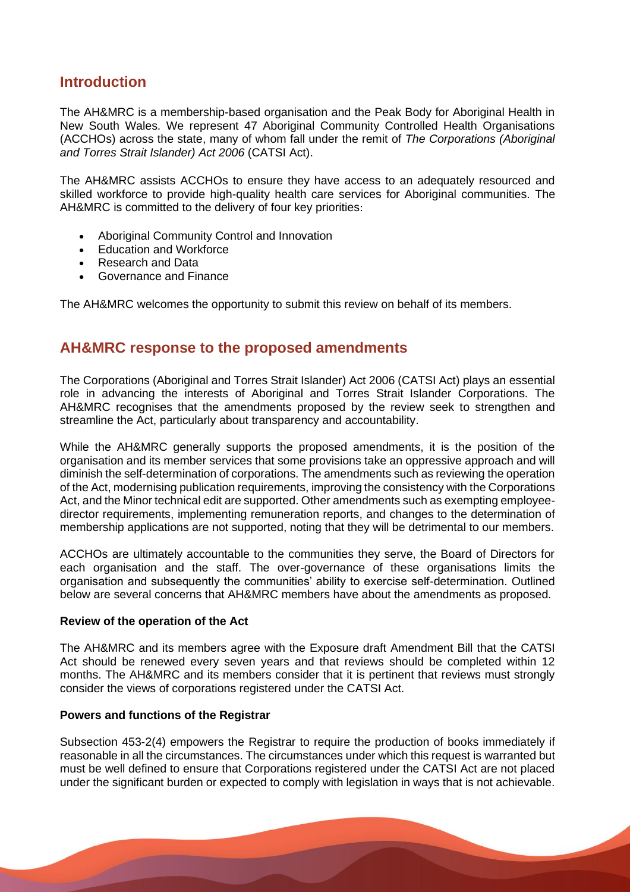## Introduction

The AH&MRC is a membership-based organisation and the Peak Body for Aboriginal Health in New South Wales. We represent 47 Aboriginal Community Controlled Health Organisations (ACCHOs) across the state, many of whom fall under the remit of *The Corporations (Aboriginal and Torres Strait Islander) Act 2006* (CATSI Act).

The AH&MRC assists ACCHOs to ensure they have access to an adequately resourced and skilled workforce to provide high-quality health care services for Aboriginal communities. The AH&MRC is committed to the delivery of four key priorities:

- Aboriginal Community Control and Innovation
- Education and Workforce
- Research and Data
- Governance and Finance

The AH&MRC welcomes the opportunity to submit this review on behalf of its members.

## AH&MRC response to the proposed amendments

The Corporations (Aboriginal and Torres Strait Islander) Act 2006 (CATSI Act) plays an essential role in advancing the interests of Aboriginal and Torres Strait Islander Corporations. The AH&MRC recognises that the amendments proposed by the review seek to strengthen and streamline the Act, particularly about transparency and accountability.

While the AH&MRC generally supports the proposed amendments, it is the position of the organisation and its member services that some provisions take an oppressive approach and will diminish the self-determination of corporations. The amendments such as reviewing the operation of the Act, modernising publication requirements, improving the consistency with the Corporations Act, and the Minor technical edit are supported. Other amendments such as exempting employee-director requirements, implementing remuneration reports, and changes to the determination of membership applications are not supported, noting that they will be detrimental to our members.

ACCHOs are ultimately accountable to the communities they serve, the Board of Directors for each organisation and the staff. The over-governance of these organisations limits the organisation and subsequently the communities' ability to exercise self-determination. Outlined below are several concerns that AH&MRC members have about the amendments as proposed.

**Review of the operation of the Act**

The AH&MRC and its members agree with the Exposure draft Amendment Bill that the CATSI Act should be renewed every seven years and that reviews should be completed within 12 months. The AH&MRC and its members consider that it is pertinent that reviews must strongly consider the views of corporations registered under the CATSI Act.

**Powers and functions of the Registrar**

Subsection 453-2(4) empowers the Registrar to require the production of books immediately if reasonable in all the circumstances. The circumstances under which this request is warranted but must be well defined to ensure that Corporations registered under the CATSI Act are not placed under the significant burden or expected to comply with legislation in ways that is not achievable.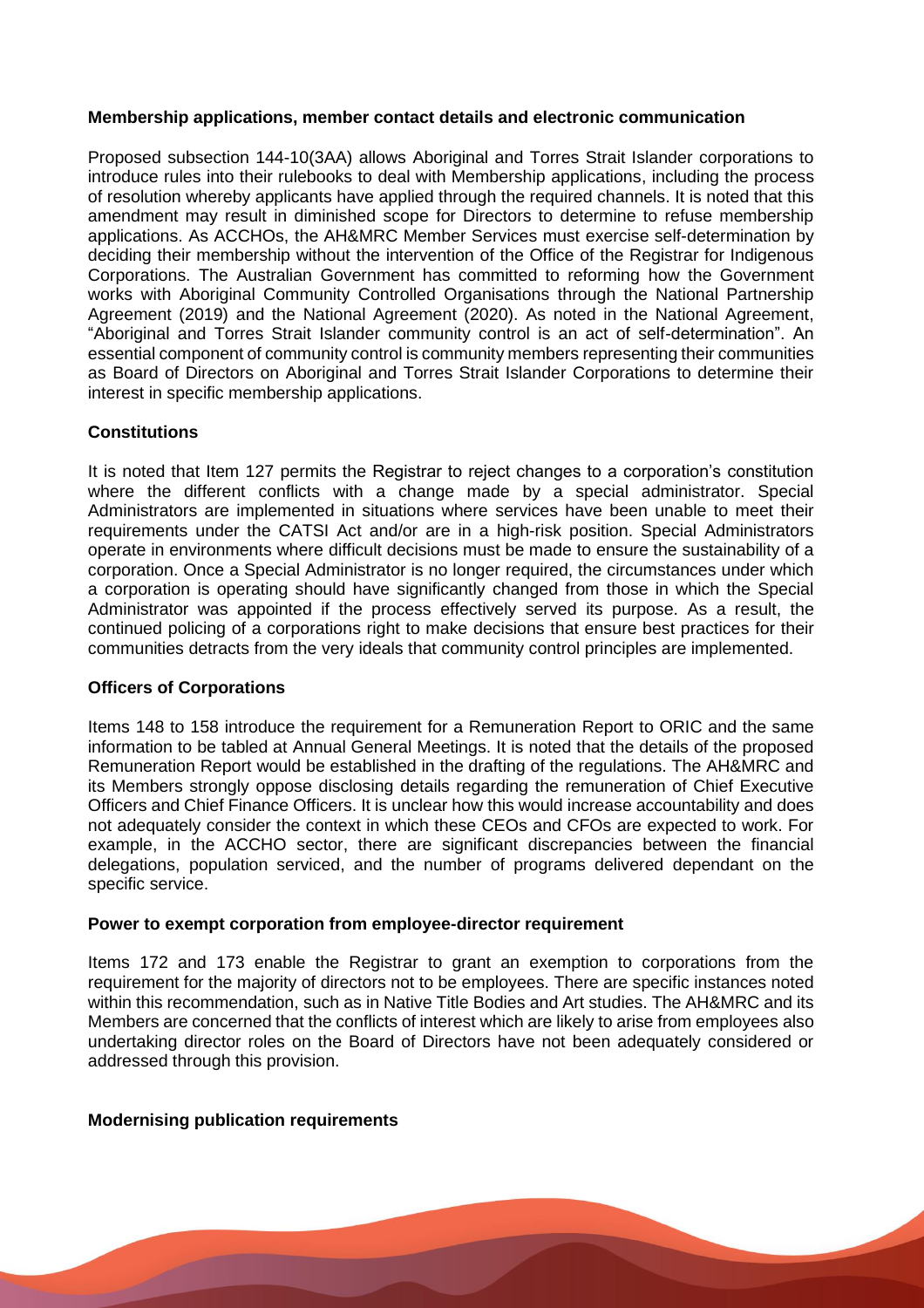**Membership applications, member contact details and electronic communication**

Proposed subsection 144-10(3AA) allows Aboriginal and Torres Strait Islander corporations to introduce rules into their rulebooks to deal with Membership applications, including the process of resolution whereby applicants have applied through the required channels. It is noted that this amendment may result in diminished scope for Directors to determine to refuse membership applications. As ACCHOs, the AH&MRC Member Services must exercise self-determination by deciding their membership without the intervention of the Office of the Registrar for Indigenous Corporations. The Australian Government has committed to reforming how the Government works with Aboriginal Community Controlled Organisations through the National Partnership Agreement (2019) and the National Agreement (2020). As noted in the National Agreement, "Aboriginal and Torres Strait Islander community control is an act of self-determination". An essential component of community control is community members representing their communities as Board of Directors on Aboriginal and Torres Strait Islander Corporations to determine their interest in specific membership applications.

**Constitutions**

It is noted that Item 127 permits the Registrar to reject changes to a corporation's constitution where the different conflicts with a change made by a special administrator. Special Administrators are implemented in situations where services have been unable to meet their requirements under the CATSI Act and/or are in a high-risk position. Special Administrators operate in environments where difficult decisions must be made to ensure the sustainability of a corporation. Once a Special Administrator is no longer required, the circumstances under which a corporation is operating should have significantly changed from those in which the Special Administrator was appointed if the process effectively served its purpose. As a result, the continued policing of a corporations right to make decisions that ensure best practices for their communities detracts from the very ideals that community control principles are implemented.

**Officers of Corporations**

Items 148 to 158 introduce the requirement for a Remuneration Report to ORIC and the same information to be tabled at Annual General Meetings. It is noted that the details of the proposed Remuneration Report would be established in the drafting of the regulations. The AH&MRC and its Members strongly oppose disclosing details regarding the remuneration of Chief Executive Officers and Chief Finance Officers. It is unclear how this would increase accountability and does not adequately consider the context in which these CEOs and CFOs are expected to work. For example, in the ACCHO sector, there are significant discrepancies between the financial delegations, population serviced, and the number of programs delivered dependant on the specific service.

**Power to exempt corporation from employee-director requirement**

Items 172 and 173 enable the Registrar to grant an exemption to corporations from the requirement for the majority of directors not to be employees. There are specific instances noted within this recommendation, such as in Native Title Bodies and Art studies. The AH&MRC and its Members are concerned that the conflicts of interest which are likely to arise from employees also undertaking director roles on the Board of Directors have not been adequately considered or addressed through this provision.

**Modernising publication requirements**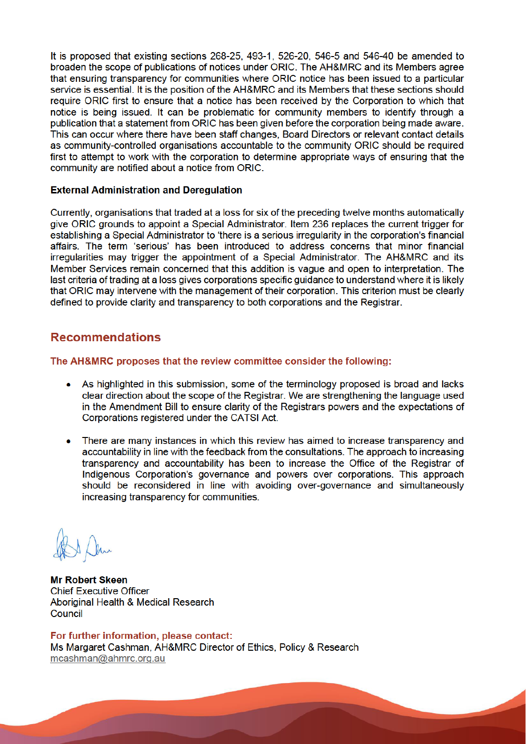It is proposed that existing sections 268-25, 493-1, 526-20, 546-5 and 546-40 be amended to broaden the scope of publications of notices under ORIC. The AH&MRC and its Members agree that ensuring transparency for communities where ORIC notice has been issued to a particular service is essential. It is the position of the AH&MRC and its Members that these sections should require ORIC first to ensure that a notice has been received by the Corporation to which that notice is being issued. It can be problematic for community members to identify through a publication that a statement from ORIC has been given before the corporation being made aware. This can occur where there have been staff changes, Board Directors or relevant contact details as community-controlled organisations accountable to the community ORIC should be required first to attempt to work with the corporation to determine appropriate ways of ensuring that the community are notified about a notice from ORIC.

**External Administration and Deregulation**

Currently, organisations that traded at a loss for six of the preceding twelve months automatically give ORIC grounds to appoint a Special Administrator. Item 236 replaces the current trigger for establishing a Special Administrator to 'there is a serious irregularity in the corporation's financial affairs. The term 'serious' has been introduced to address concerns that minor financial irregularities may trigger the appointment of a Special Administrator. The AH&MRC and its Member Services remain concerned that this addition is vague and open to interpretation. The last criteria of trading at a loss gives corporations specific guidance to understand where it is likely that ORIC may intervene with the management of their corporation. This criterion must be clearly defined to provide clarity and transparency to both corporations and the Registrar.

## Recommendations

**The AH&MRC proposes that the review committee consider the following:**

- As highlighted in this submission, some of the terminology proposed is broad and lacks clear direction about the scope of the Registrar. We are strengthening the language used in the Amendment Bill to ensure clarity of the Registrars powers and the expectations of Corporations registered under the CATSI Act.
- There are many instances in which this review has aimed to increase transparency and accountability in line with the feedback from the consultations. The approach to increasing transparency and accountability has been to increase the Office of the Registrar of Indigenous Corporation's governance and powers over corporations. This approach should be reconsidered in line with avoiding over-governance and simultaneously increasing transparency for communities.

**Mr Robert Skeen**
Chief Executive Officer
Aboriginal Health & Medical Research
Council

**For further information, please contact:**
Ms Margaret Cashman, AH&MRC Director of Ethics, Policy & Research
mcashman@ahmrc.org.au